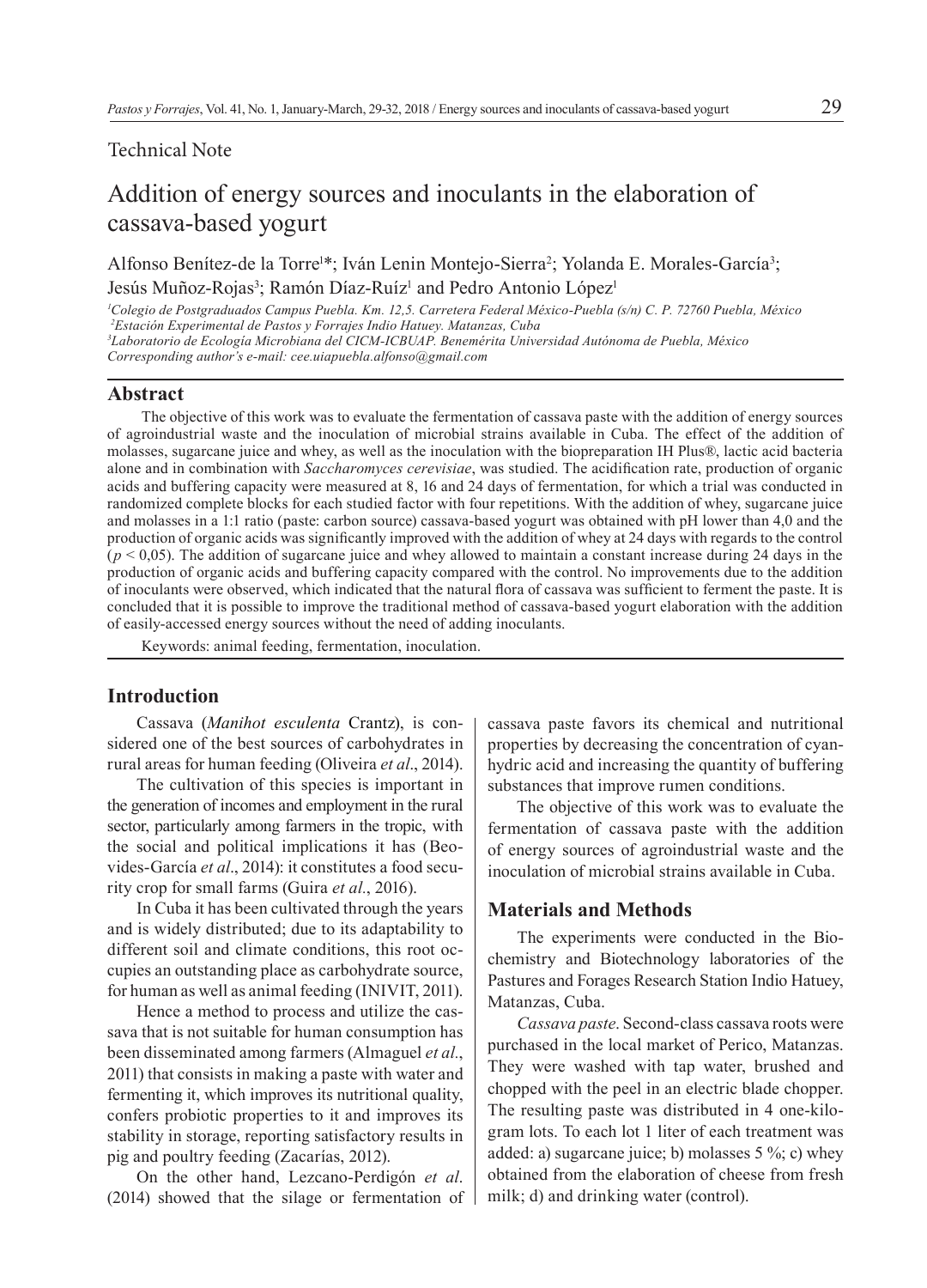Technical Note

# Addition of energy sources and inoculants in the elaboration of cassava-based yogurt

Alfonso Benítez-de la Torre[1]*; Iván Lenin Montejo-Sierra[2]; Yolanda E. Morales-García[3]; Jesús Muñoz-Rojas[3]; Ramón Díaz-Ruíz[1] and Pedro Antonio López[1]

*[1]Colegio de Postgraduados Campus Puebla. Km. 12,5. Carretera Federal México-Puebla (s/n) C. P. 72760 Puebla, México*
*[2]Estación Experimental de Pastos y Forrajes Indio Hatuey. Matanzas, Cuba*
*[3]Laboratorio de Ecología Microbiana del CICM-ICBUAP. Benemérita Universidad Autónoma de Puebla, México*
*Corresponding author's e-mail: cee.uiapuebla.alfonso@gmail.com*

## Abstract

The objective of this work was to evaluate the fermentation of cassava paste with the addition of energy sources of agroindustrial waste and the inoculation of microbial strains available in Cuba. The effect of the addition of molasses, sugarcane juice and whey, as well as the inoculation with the biopreparation IH Plus®, lactic acid bacteria alone and in combination with *Saccharomyces cerevisiae*, was studied. The acidification rate, production of organic acids and buffering capacity were measured at 8, 16 and 24 days of fermentation, for which a trial was conducted in randomized complete blocks for each studied factor with four repetitions. With the addition of whey, sugarcane juice and molasses in a 1:1 ratio (paste: carbon source) cassava-based yogurt was obtained with pH lower than 4,0 and the production of organic acids was significantly improved with the addition of whey at 24 days with regards to the control ($p < 0{,}05$). The addition of sugarcane juice and whey allowed to maintain a constant increase during 24 days in the production of organic acids and buffering capacity compared with the control. No improvements due to the addition of inoculants were observed, which indicated that the natural flora of cassava was sufficient to ferment the paste. It is concluded that it is possible to improve the traditional method of cassava-based yogurt elaboration with the addition of easily-accessed energy sources without the need of adding inoculants.

Keywords: animal feeding, fermentation, inoculation.

## Introduction

Cassava (*Manihot esculenta* Crantz), is considered one of the best sources of carbohydrates in rural areas for human feeding (Oliveira *et al*., 2014).

The cultivation of this species is important in the generation of incomes and employment in the rural sector, particularly among farmers in the tropic, with the social and political implications it has (Beovides-García *et al*., 2014): it constitutes a food security crop for small farms (Guira *et al*., 2016).

In Cuba it has been cultivated through the years and is widely distributed; due to its adaptability to different soil and climate conditions, this root occupies an outstanding place as carbohydrate source, for human as well as animal feeding (INIVIT, 2011).

Hence a method to process and utilize the cassava that is not suitable for human consumption has been disseminated among farmers (Almaguel *et al*., 2011) that consists in making a paste with water and fermenting it, which improves its nutritional quality, confers probiotic properties to it and improves its stability in storage, reporting satisfactory results in pig and poultry feeding (Zacarías, 2012).

On the other hand, Lezcano-Perdigón *et al*. (2014) showed that the silage or fermentation of cassava paste favors its chemical and nutritional properties by decreasing the concentration of cyanhydric acid and increasing the quantity of buffering substances that improve rumen conditions.

The objective of this work was to evaluate the fermentation of cassava paste with the addition of energy sources of agroindustrial waste and the inoculation of microbial strains available in Cuba.

## Materials and Methods

The experiments were conducted in the Biochemistry and Biotechnology laboratories of the Pastures and Forages Research Station Indio Hatuey, Matanzas, Cuba.

*Cassava paste*. Second-class cassava roots were purchased in the local market of Perico, Matanzas. They were washed with tap water, brushed and chopped with the peel in an electric blade chopper. The resulting paste was distributed in 4 one-kilogram lots. To each lot 1 liter of each treatment was added: a) sugarcane juice; b) molasses 5 %; c) whey obtained from the elaboration of cheese from fresh milk; d) and drinking water (control).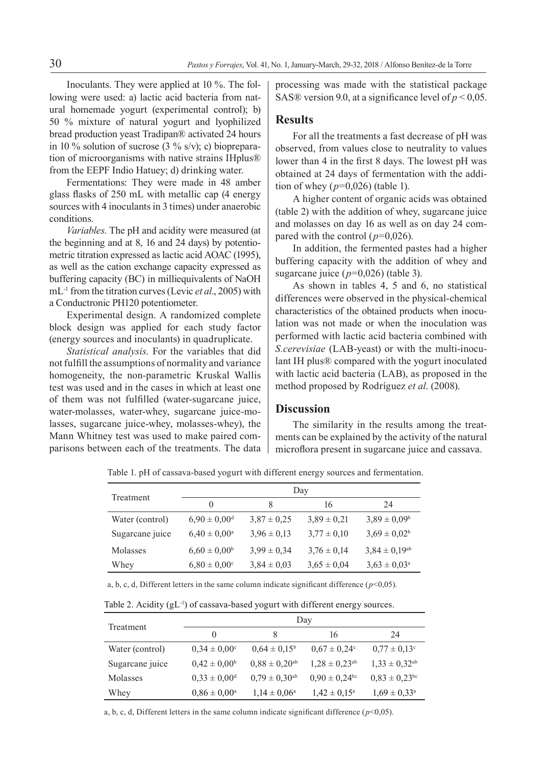Inoculants. They were applied at 10 %. The following were used: a) lactic acid bacteria from natural homemade yogurt (experimental control); b) 50 % mixture of natural yogurt and lyophilized bread production yeast Tradipan® activated 24 hours in 10 % solution of sucrose (3 % s/v); c) biopreparation of microorganisms with native strains IHplus® from the EEPF Indio Hatuey; d) drinking water.

Fermentations: They were made in 48 amber glass flasks of 250 mL with metallic cap (4 energy sources with 4 inoculants in 3 times) under anaerobic conditions.

*Variables*. The pH and acidity were measured (at the beginning and at 8, 16 and 24 days) by potentiometric titration expressed as lactic acid AOAC (1995), as well as the cation exchange capacity expressed as buffering capacity (BC) in milliequivalents of NaOH $mL^{-1}$ from the titration curves (Levic *et al*., 2005) with a Conductronic PH120 potentiometer.

Experimental design. A randomized complete block design was applied for each study factor (energy sources and inoculants) in quadruplicate.

*Statistical analysis*. For the variables that did not fulfill the assumptions of normality and variance homogeneity, the non-parametric Kruskal Wallis test was used and in the cases in which at least one of them was not fulfilled (water-sugarcane juice, water-molasses, water-whey, sugarcane juice-molasses, sugarcane juice-whey, molasses-whey), the Mann Whitney test was used to make paired comparisons between each of the treatments. The data processing was made with the statistical package SAS® version 9.0, at a significance level of $p < 0{,}05$.

## Results

For all the treatments a fast decrease of pH was observed, from values close to neutrality to values lower than 4 in the first 8 days. The lowest pH was obtained at 24 days of fermentation with the addition of whey ($p$=0,026) (table 1).

A higher content of organic acids was obtained (table 2) with the addition of whey, sugarcane juice and molasses on day 16 as well as on day 24 compared with the control ($p$=0,026).

In addition, the fermented pastes had a higher buffering capacity with the addition of whey and sugarcane juice ($p$=0,026) (table 3).

As shown in tables 4, 5 and 6, no statistical differences were observed in the physical-chemical characteristics of the obtained products when inoculation was not made or when the inoculation was performed with lactic acid bacteria combined with *S.cerevisiae* (LAB-yeast) or with the multi-inoculant IH plus® compared with the yogurt inoculated with lactic acid bacteria (LAB), as proposed in the method proposed by Rodríguez *et al*. (2008).

## Discussion

The similarity in the results among the treatments can be explained by the activity of the natural microflora present in sugarcane juice and cassava.

Table 1. pH of cassava-based yogurt with different energy sources and fermentation.

| Treatment | Day | | | |
|---|---|---|---|---|
| | 0 | 8 | 16 | 24 |
| Water (control) | $6{,}90 \pm 0{,}00^{d}$ | $3{,}87 \pm 0{,}25$ | $3{,}89 \pm 0{,}21$ | $3{,}89 \pm 0{,}09^{b}$ |
| Sugarcane juice | $6{,}40 \pm 0{,}00^{a}$ | $3{,}96 \pm 0{,}13$ | $3{,}77 \pm 0{,}10$ | $3{,}69 \pm 0{,}02^{b}$ |
| Molasses | $6{,}60 \pm 0{,}00^{b}$ | $3{,}99 \pm 0{,}34$ | $3{,}76 \pm 0{,}14$ | $3{,}84 \pm 0{,}19^{ab}$ |
| Whey | $6{,}80 \pm 0{,}00^{c}$ | $3{,}84 \pm 0{,}03$ | $3{,}65 \pm 0{,}04$ | $3{,}63 \pm 0{,}03^{a}$ |

a, b, c, d, Different letters in the same column indicate significant difference ($p$<0,05).

Table 2. Acidity ($gL^{-1}$) of cassava-based yogurt with different energy sources.

| Treatment | Day | | | |
|---|---|---|---|---|
| | 0 | 8 | 16 | 24 |
| Water (control) | $0{,}34 \pm 0{,}00^{c}$ | $0{,}64 \pm 0{,}15^{b}$ | $0{,}67 \pm 0{,}24^{c}$ | $0{,}77 \pm 0{,}13^{c}$ |
| Sugarcane juice | $0{,}42 \pm 0{,}00^{b}$ | $0{,}88 \pm 0{,}20^{ab}$ | $1{,}28 \pm 0{,}23^{ab}$ | $1{,}33 \pm 0{,}32^{ab}$ |
| Molasses | $0{,}33 \pm 0{,}00^{d}$ | $0{,}79 \pm 0{,}30^{ab}$ | $0{,}90 \pm 0{,}24^{bc}$ | $0{,}83 \pm 0{,}23^{bc}$ |
| Whey | $0{,}86 \pm 0{,}00^{a}$ | $1{,}14 \pm 0{,}06^{a}$ | $1{,}42 \pm 0{,}15^{a}$ | $1{,}69 \pm 0{,}33^{a}$ |

a, b, c, d, Different letters in the same column indicate significant difference ($p$<0,05).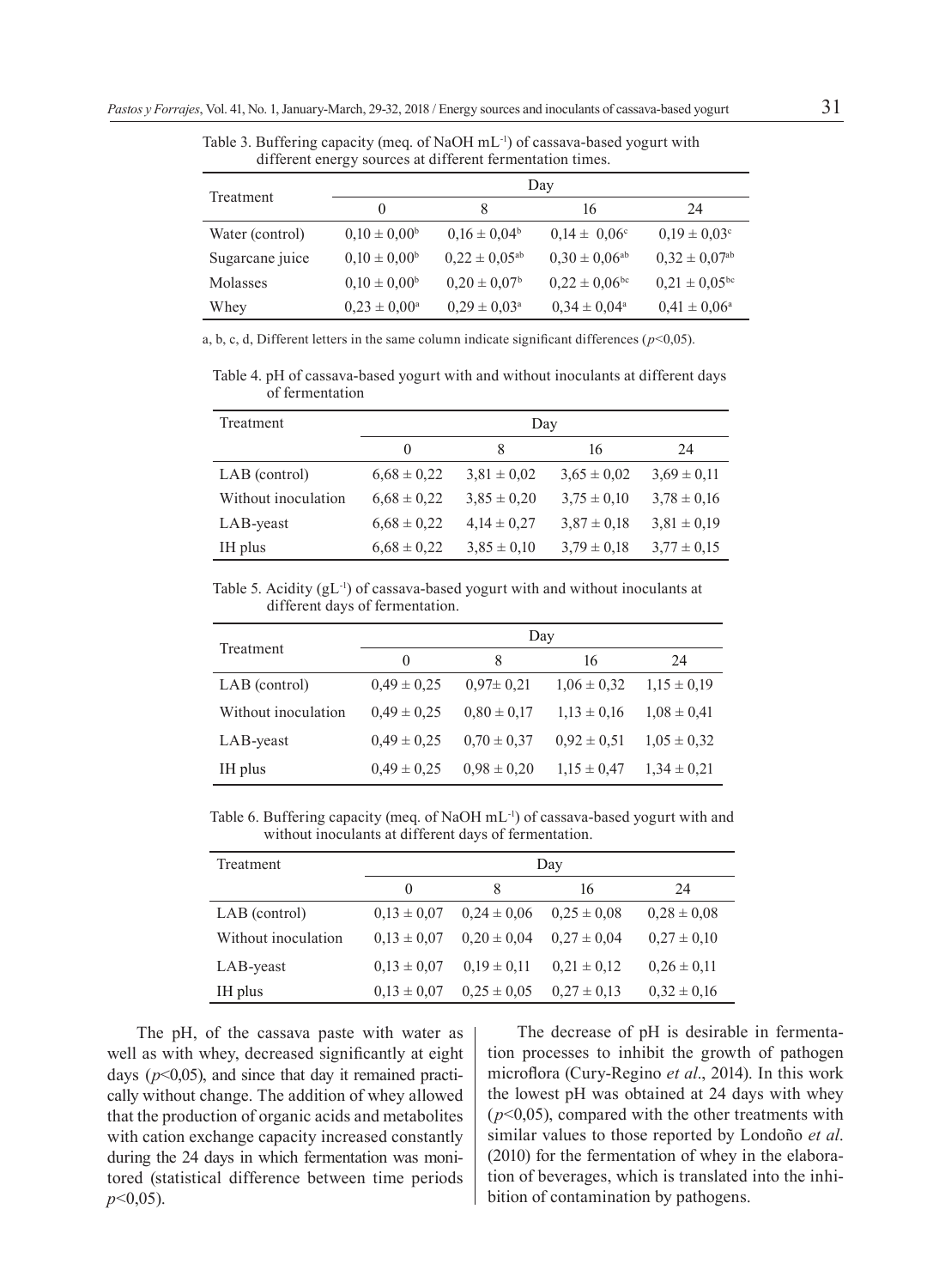Table 3. Buffering capacity (meq. of NaOH $mL^{-1}$) of cassava-based yogurt with different energy sources at different fermentation times.

| Treatment | Day | | | |
|---|---|---|---|---|
| | 0 | 8 | 16 | 24 |
| Water (control) | $0{,}10 \pm 0{,}00^{b}$ | $0{,}16 \pm 0{,}04^{b}$ | $0{,}14 \pm 0{,}06^{c}$ | $0{,}19 \pm 0{,}03^{c}$ |
| Sugarcane juice | $0{,}10 \pm 0{,}00^{b}$ | $0{,}22 \pm 0{,}05^{ab}$ | $0{,}30 \pm 0{,}06^{ab}$ | $0{,}32 \pm 0{,}07^{ab}$ |
| Molasses | $0{,}10 \pm 0{,}00^{b}$ | $0{,}20 \pm 0{,}07^{b}$ | $0{,}22 \pm 0{,}06^{bc}$ | $0{,}21 \pm 0{,}05^{bc}$ |
| Whey | $0{,}23 \pm 0{,}00^{a}$ | $0{,}29 \pm 0{,}03^{a}$ | $0{,}34 \pm 0{,}04^{a}$ | $0{,}41 \pm 0{,}06^{a}$ |

a, b, c, d, Different letters in the same column indicate significant differences ($p<0{,}05$).

Table 4. pH of cassava-based yogurt with and without inoculants at different days of fermentation

| Treatment | Day | | | |
|---|---|---|---|---|
| | 0 | 8 | 16 | 24 |
| LAB (control) | 6,68 ± 0,22 | 3,81 ± 0,02 | 3,65 ± 0,02 | 3,69 ± 0,11 |
| Without inoculation | 6,68 ± 0,22 | 3,85 ± 0,20 | 3,75 ± 0,10 | 3,78 ± 0,16 |
| LAB-yeast | 6,68 ± 0,22 | 4,14 ± 0,27 | 3,87 ± 0,18 | 3,81 ± 0,19 |
| IH plus | 6,68 ± 0,22 | 3,85 ± 0,10 | 3,79 ± 0,18 | 3,77 ± 0,15 |

Table 5. Acidity ($gL^{-1}$) of cassava-based yogurt with and without inoculants at different days of fermentation.

| Treatment | Day | | | |
|---|---|---|---|---|
| | 0 | 8 | 16 | 24 |
| LAB (control) | 0,49 ± 0,25 | 0,97± 0,21 | 1,06 ± 0,32 | 1,15 ± 0,19 |
| Without inoculation | 0,49 ± 0,25 | 0,80 ± 0,17 | 1,13 ± 0,16 | 1,08 ± 0,41 |
| LAB-yeast | 0,49 ± 0,25 | 0,70 ± 0,37 | 0,92 ± 0,51 | 1,05 ± 0,32 |
| IH plus | 0,49 ± 0,25 | 0,98 ± 0,20 | 1,15 ± 0,47 | 1,34 ± 0,21 |

Table 6. Buffering capacity (meq. of NaOH $mL^{-1}$) of cassava-based yogurt with and without inoculants at different days of fermentation.

| Treatment | Day | | | |
|---|---|---|---|---|
| | 0 | 8 | 16 | 24 |
| LAB (control) | 0,13 ± 0,07 | 0,24 ± 0,06 | 0,25 ± 0,08 | 0,28 ± 0,08 |
| Without inoculation | 0,13 ± 0,07 | 0,20 ± 0,04 | 0,27 ± 0,04 | 0,27 ± 0,10 |
| LAB-yeast | 0,13 ± 0,07 | 0,19 ± 0,11 | 0,21 ± 0,12 | 0,26 ± 0,11 |
| IH plus | 0,13 ± 0,07 | 0,25 ± 0,05 | 0,27 ± 0,13 | 0,32 ± 0,16 |

The pH, of the cassava paste with water as well as with whey, decreased significantly at eight days ($p<0{,}05$), and since that day it remained practically without change. The addition of whey allowed that the production of organic acids and metabolites with cation exchange capacity increased constantly during the 24 days in which fermentation was monitored (statistical difference between time periods $p<0{,}05$).

The decrease of pH is desirable in fermentation processes to inhibit the growth of pathogen microflora (Cury-Regino *et al*., 2014). In this work the lowest pH was obtained at 24 days with whey ($p<0{,}05$), compared with the other treatments with similar values to those reported by Londoño *et al*. (2010) for the fermentation of whey in the elaboration of beverages, which is translated into the inhibition of contamination by pathogens.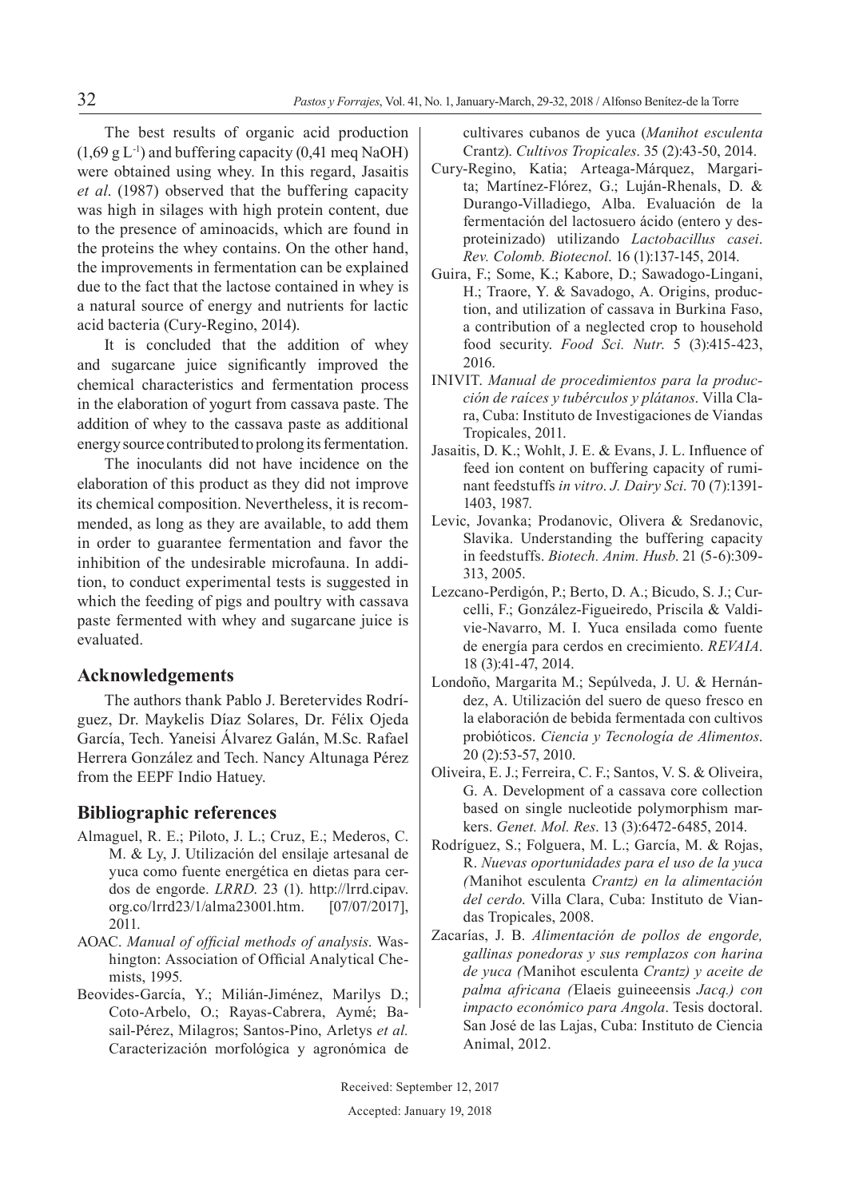The best results of organic acid production (1,69 g $L^{-1}$) and buffering capacity (0,41 meq NaOH) were obtained using whey. In this regard, Jasaitis *et al*. (1987) observed that the buffering capacity was high in silages with high protein content, due to the presence of aminoacids, which are found in the proteins the whey contains. On the other hand, the improvements in fermentation can be explained due to the fact that the lactose contained in whey is a natural source of energy and nutrients for lactic acid bacteria (Cury-Regino, 2014).

It is concluded that the addition of whey and sugarcane juice significantly improved the chemical characteristics and fermentation process in the elaboration of yogurt from cassava paste. The addition of whey to the cassava paste as additional energy source contributed to prolong its fermentation.

The inoculants did not have incidence on the elaboration of this product as they did not improve its chemical composition. Nevertheless, it is recommended, as long as they are available, to add them in order to guarantee fermentation and favor the inhibition of the undesirable microfauna. In addition, to conduct experimental tests is suggested in which the feeding of pigs and poultry with cassava paste fermented with whey and sugarcane juice is evaluated.

## Acknowledgements

The authors thank Pablo J. Beretervides Rodríguez, Dr. Maykelis Díaz Solares, Dr. Félix Ojeda García, Tech. Yaneisi Álvarez Galán, M.Sc. Rafael Herrera González and Tech. Nancy Altunaga Pérez from the EEPF Indio Hatuey.

## Bibliographic references

- Almaguel, R. E.; Piloto, J. L.; Cruz, E.; Mederos, C. M. & Ly, J. Utilización del ensilaje artesanal de yuca como fuente energética en dietas para cerdos de engorde. *LRRD*. 23 (1). http://lrrd.cipav.org.co/lrrd23/1/alma23001.htm. [07/07/2017], 2011.
- AOAC. *Manual of official methods of analysis*. Washington: Association of Official Analytical Chemists, 1995.
- Beovides-García, Y.; Milián-Jiménez, Marilys D.; Coto-Arbelo, O.; Rayas-Cabrera, Aymé; Basail-Pérez, Milagros; Santos-Pino, Arletys *et al.* Caracterización morfológica y agronómica de cultivares cubanos de yuca (*Manihot esculenta* Crantz). *Cultivos Tropicales*. 35 (2):43-50, 2014.
- Cury-Regino, Katia; Arteaga-Márquez, Margarita; Martínez-Flórez, G.; Luján-Rhenals, D. & Durango-Villadiego, Alba. Evaluación de la fermentación del lactosuero ácido (entero y desproteinizado) utilizando *Lactobacillus casei*. *Rev. Colomb. Biotecnol*. 16 (1):137-145, 2014.
- Guira, F.; Some, K.; Kabore, D.; Sawadogo-Lingani, H.; Traore, Y. & Savadogo, A. Origins, production, and utilization of cassava in Burkina Faso, a contribution of a neglected crop to household food security. *Food Sci. Nutr*. 5 (3):415-423, 2016.
- INIVIT. *Manual de procedimientos para la producción de raíces y tubérculos y plátanos*. Villa Clara, Cuba: Instituto de Investigaciones de Viandas Tropicales, 2011.
- Jasaitis, D. K.; Wohlt, J. E. & Evans, J. L. Influence of feed ion content on buffering capacity of ruminant feedstuffs *in vitro*. *J. Dairy Sci*. 70 (7):1391-1403, 1987.
- Levic, Jovanka; Prodanovic, Olivera & Sredanovic, Slavika. Understanding the buffering capacity in feedstuffs. *Biotech. Anim. Husb*. 21 (5-6):309-313, 2005.
- Lezcano-Perdigón, P.; Berto, D. A.; Bicudo, S. J.; Curcelli, F.; González-Figueiredo, Priscila & Valdivie-Navarro, M. I. Yuca ensilada como fuente de energía para cerdos en crecimiento. *REVAIA*. 18 (3):41-47, 2014.
- Londoño, Margarita M.; Sepúlveda, J. U. & Hernández, A. Utilización del suero de queso fresco en la elaboración de bebida fermentada con cultivos probióticos. *Ciencia y Tecnología de Alimentos*. 20 (2):53-57, 2010.
- Oliveira, E. J.; Ferreira, C. F.; Santos, V. S. & Oliveira, G. A. Development of a cassava core collection based on single nucleotide polymorphism markers. *Genet. Mol. Res*. 13 (3):6472-6485, 2014.
- Rodríguez, S.; Folguera, M. L.; García, M. & Rojas, R. *Nuevas oportunidades para el uso de la yuca (*Manihot esculenta *Crantz) en la alimentación del cerdo*. Villa Clara, Cuba: Instituto de Viandas Tropicales, 2008.
- Zacarías, J. B. *Alimentación de pollos de engorde, gallinas ponedoras y sus remplazos con harina de yuca (*Manihot esculenta *Crantz) y aceite de palma africana (*Elaeis guineeensis *Jacq.) con impacto económico para Angola*. Tesis doctoral. San José de las Lajas, Cuba: Instituto de Ciencia Animal, 2012.

Received: September 12, 2017

Accepted: January 19, 2018